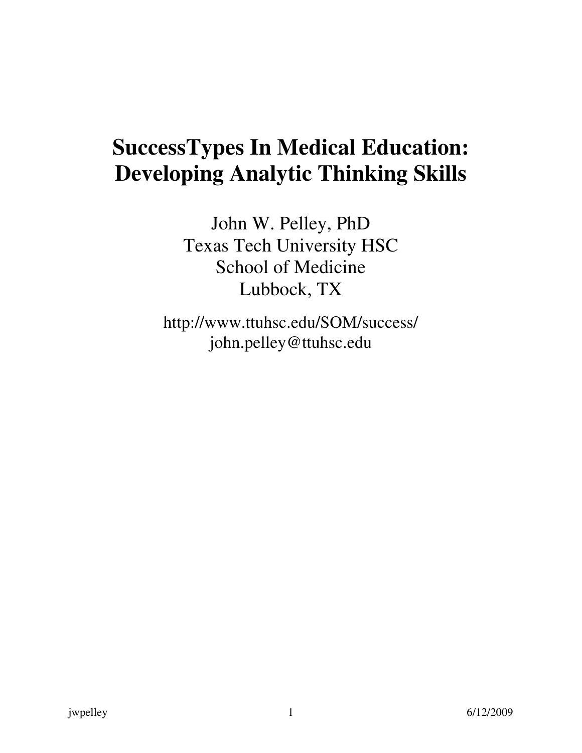# SuccessTypes In Medical Education: Developing Analytic Thinking Skills

John W. Pelley, PhD
Texas Tech University HSC
School of Medicine
Lubbock, TX

http://www.ttuhsc.edu/SOM/success/
john.pelley@ttuhsc.edu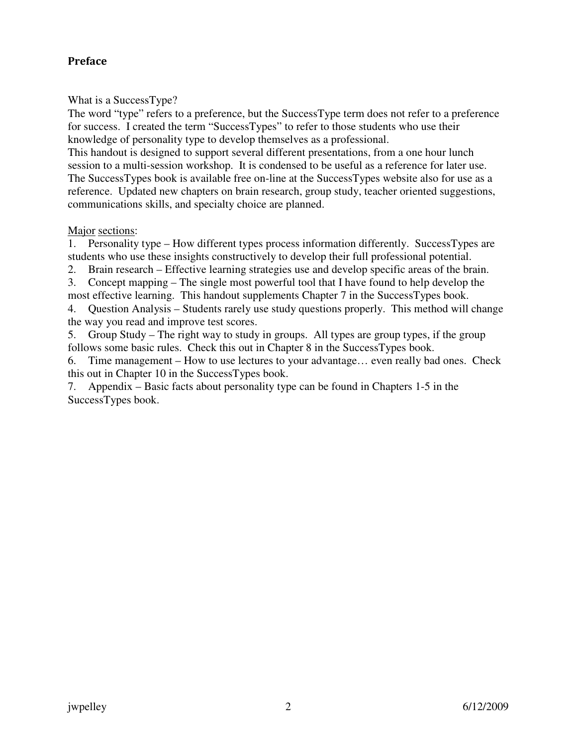## Preface

What is a SuccessType?
The word "type" refers to a preference, but the SuccessType term does not refer to a preference for success. I created the term "SuccessTypes" to refer to those students who use their knowledge of personality type to develop themselves as a professional.
This handout is designed to support several different presentations, from a one hour lunch session to a multi-session workshop. It is condensed to be useful as a reference for later use. The SuccessTypes book is available free on-line at the SuccessTypes website also for use as a reference. Updated new chapters on brain research, group study, teacher oriented suggestions, communications skills, and specialty choice are planned.

Major sections:

1. Personality type – How different types process information differently. SuccessTypes are students who use these insights constructively to develop their full professional potential.
2. Brain research – Effective learning strategies use and develop specific areas of the brain.
3. Concept mapping – The single most powerful tool that I have found to help develop the most effective learning. This handout supplements Chapter 7 in the SuccessTypes book.
4. Question Analysis – Students rarely use study questions properly. This method will change the way you read and improve test scores.
5. Group Study – The right way to study in groups. All types are group types, if the group follows some basic rules. Check this out in Chapter 8 in the SuccessTypes book.
6. Time management – How to use lectures to your advantage… even really bad ones. Check this out in Chapter 10 in the SuccessTypes book.
7. Appendix – Basic facts about personality type can be found in Chapters 1-5 in the SuccessTypes book.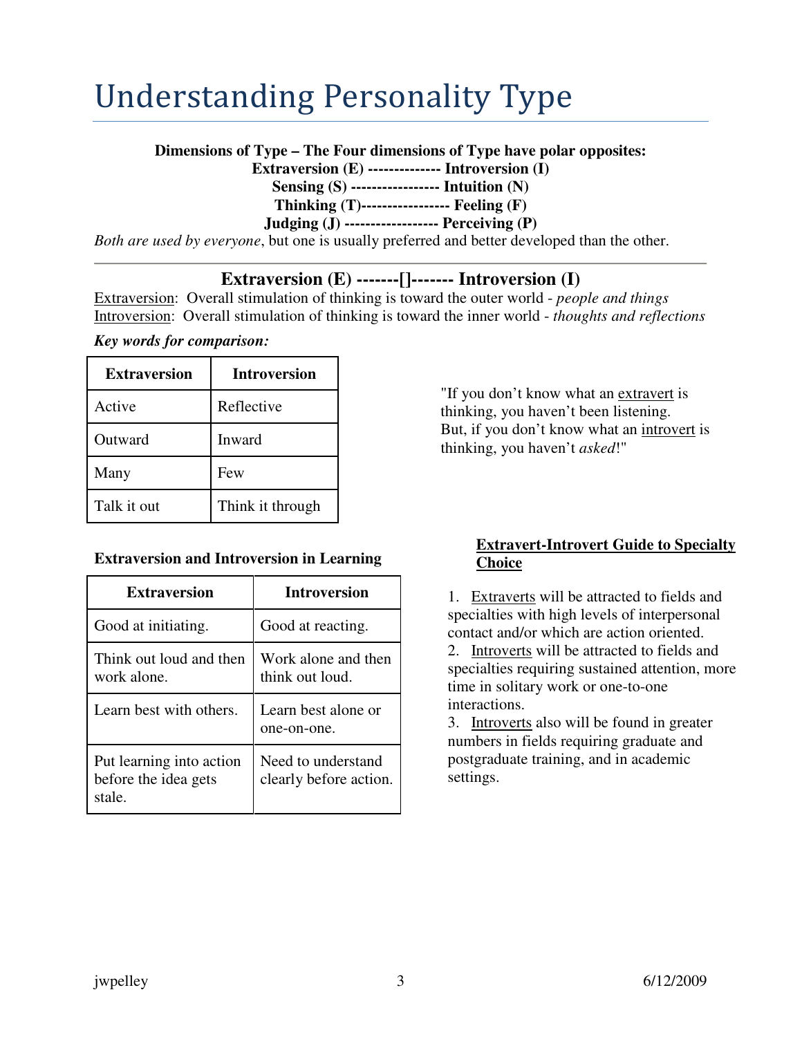# Understanding Personality Type

**Dimensions of Type – The Four dimensions of Type have polar opposites:**
**Extraversion (E) ------------- Introversion (I)**
**Sensing (S) ---------------- Intuition (N)**
**Thinking (T)---------------- Feeling (F)**
**Judging (J) ----------------- Perceiving (P)**

*Both are used by everyone*, but one is usually preferred and better developed than the other.

---

## Extraversion (E) -------[]------- Introversion (I)

<u>Extraversion</u>: Overall stimulation of thinking is toward the outer world - *people and things*
<u>Introversion</u>: Overall stimulation of thinking is toward the inner world - *thoughts and reflections*

***Key words for comparison:***

| Extraversion | Introversion |
|---|---|
| Active | Reflective |
| Outward | Inward |
| Many | Few |
| Talk it out | Think it through |

"If you don't know what an <u>extravert</u> is thinking, you haven't been listening. But, if you don't know what an <u>introvert</u> is thinking, you haven't *asked*!"

**Extraversion and Introversion in Learning**

| Extraversion | Introversion |
|---|---|
| Good at initiating. | Good at reacting. |
| Think out loud and then work alone. | Work alone and then think out loud. |
| Learn best with others. | Learn best alone or one-on-one. |
| Put learning into action before the idea gets stale. | Need to understand clearly before action. |

**<u>Extravert-Introvert Guide to Specialty Choice</u>**

1. <u>Extraverts</u> will be attracted to fields and specialties with high levels of interpersonal contact and/or which are action oriented.
2. <u>Introverts</u> will be attracted to fields and specialties requiring sustained attention, more time in solitary work or one-to-one interactions.
3. <u>Introverts</u> also will be found in greater numbers in fields requiring graduate and postgraduate training, and in academic settings.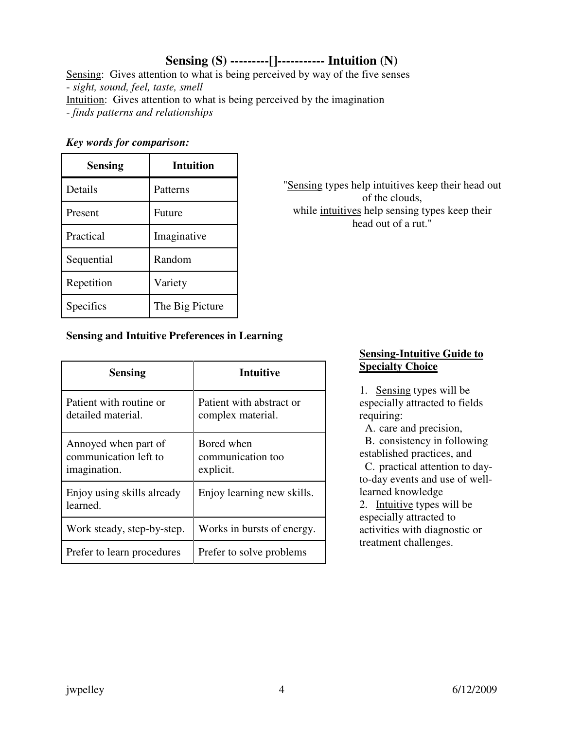## Sensing (S) ---------[]----------- Intuition (N)

Sensing: Gives attention to what is being perceived by way of the five senses
- *sight, sound, feel, taste, smell*

Intuition: Gives attention to what is being perceived by the imagination
- *finds patterns and relationships*

***Key words for comparison:***

| Sensing | Intuition |
|---|---|
| Details | Patterns |
| Present | Future |
| Practical | Imaginative |
| Sequential | Random |
| Repetition | Variety |
| Specifics | The Big Picture |

"Sensing types help intuitives keep their head out of the clouds, while intuitives help sensing types keep their head out of a rut."

**Sensing and Intuitive Preferences in Learning**

| Sensing | Intuitive |
|---|---|
| Patient with routine or detailed material. | Patient with abstract or complex material. |
| Annoyed when part of communication left to imagination. | Bored when communication too explicit. |
| Enjoy using skills already learned. | Enjoy learning new skills. |
| Work steady, step-by-step. | Works in bursts of energy. |
| Prefer to learn procedures | Prefer to solve problems |

**Sensing-Intuitive Guide to Specialty Choice**

1. Sensing types will be especially attracted to fields requiring:
   A. care and precision,
   B. consistency in following established practices, and
   C. practical attention to day-to-day events and use of well-learned knowledge
2. Intuitive types will be especially attracted to activities with diagnostic or treatment challenges.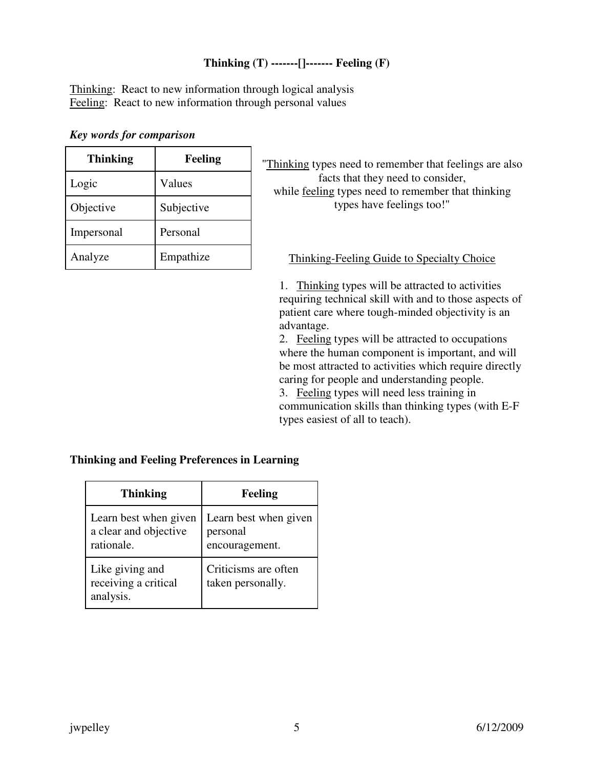**Thinking (T) -------[]------- Feeling (F)**

Thinking: React to new information through logical analysis
Feeling: React to new information through personal values

***Key words for comparison***

| Thinking | Feeling |
|---|---|
| Logic | Values |
| Objective | Subjective |
| Impersonal | Personal |
| Analyze | Empathize |

"Thinking types need to remember that feelings are also facts that they need to consider, while feeling types need to remember that thinking types have feelings too!"

Thinking-Feeling Guide to Specialty Choice

1. Thinking types will be attracted to activities requiring technical skill with and to those aspects of patient care where tough-minded objectivity is an advantage.
2. Feeling types will be attracted to occupations where the human component is important, and will be most attracted to activities which require directly caring for people and understanding people.
3. Feeling types will need less training in communication skills than thinking types (with E-F types easiest of all to teach).

**Thinking and Feeling Preferences in Learning**

| Thinking | Feeling |
|---|---|
| Learn best when given a clear and objective rationale. | Learn best when given personal encouragement. |
| Like giving and receiving a critical analysis. | Criticisms are often taken personally. |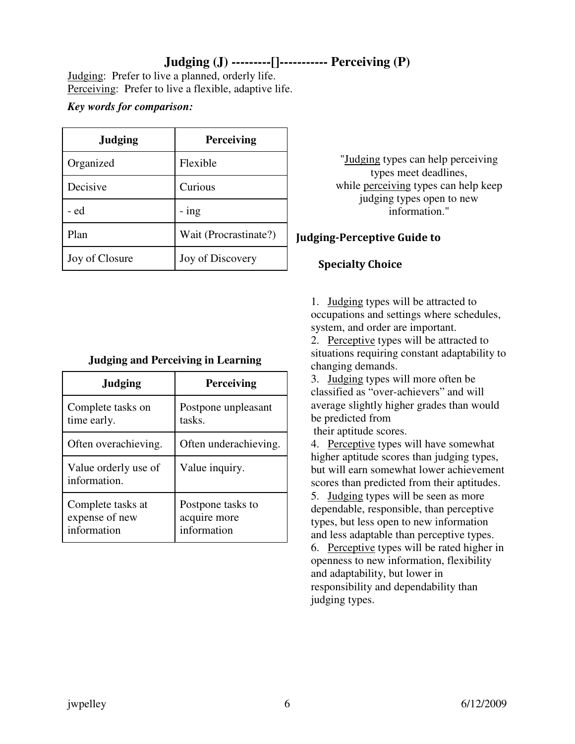## Judging (J) ---------[]----------- Perceiving (P)

Judging: Prefer to live a planned, orderly life.
Perceiving: Prefer to live a flexible, adaptive life.

***Key words for comparison:***

| Judging | Perceiving |
|---|---|
| Organized | Flexible |
| Decisive | Curious |
| - ed | - ing |
| Plan | Wait (Procrastinate?) |
| Joy of Closure | Joy of Discovery |

"Judging types can help perceiving types meet deadlines, while perceiving types can help keep judging types open to new information."

**Judging and Perceiving in Learning**

| Judging | Perceiving |
|---|---|
| Complete tasks on time early. | Postpone unpleasant tasks. |
| Often overachieving. | Often underachieving. |
| Value orderly use of information. | Value inquiry. |
| Complete tasks at expense of new information | Postpone tasks to acquire more information |

### Judging-Perceptive Guide to Specialty Choice

1. Judging types will be attracted to occupations and settings where schedules, system, and order are important.
2. Perceptive types will be attracted to situations requiring constant adaptability to changing demands.
3. Judging types will more often be classified as "over-achievers" and will average slightly higher grades than would be predicted from their aptitude scores.
4. Perceptive types will have somewhat higher aptitude scores than judging types, but will earn somewhat lower achievement scores than predicted from their aptitudes.
5. Judging types will be seen as more dependable, responsible, than perceptive types, but less open to new information and less adaptable than perceptive types.
6. Perceptive types will be rated higher in openness to new information, flexibility and adaptability, but lower in responsibility and dependability than judging types.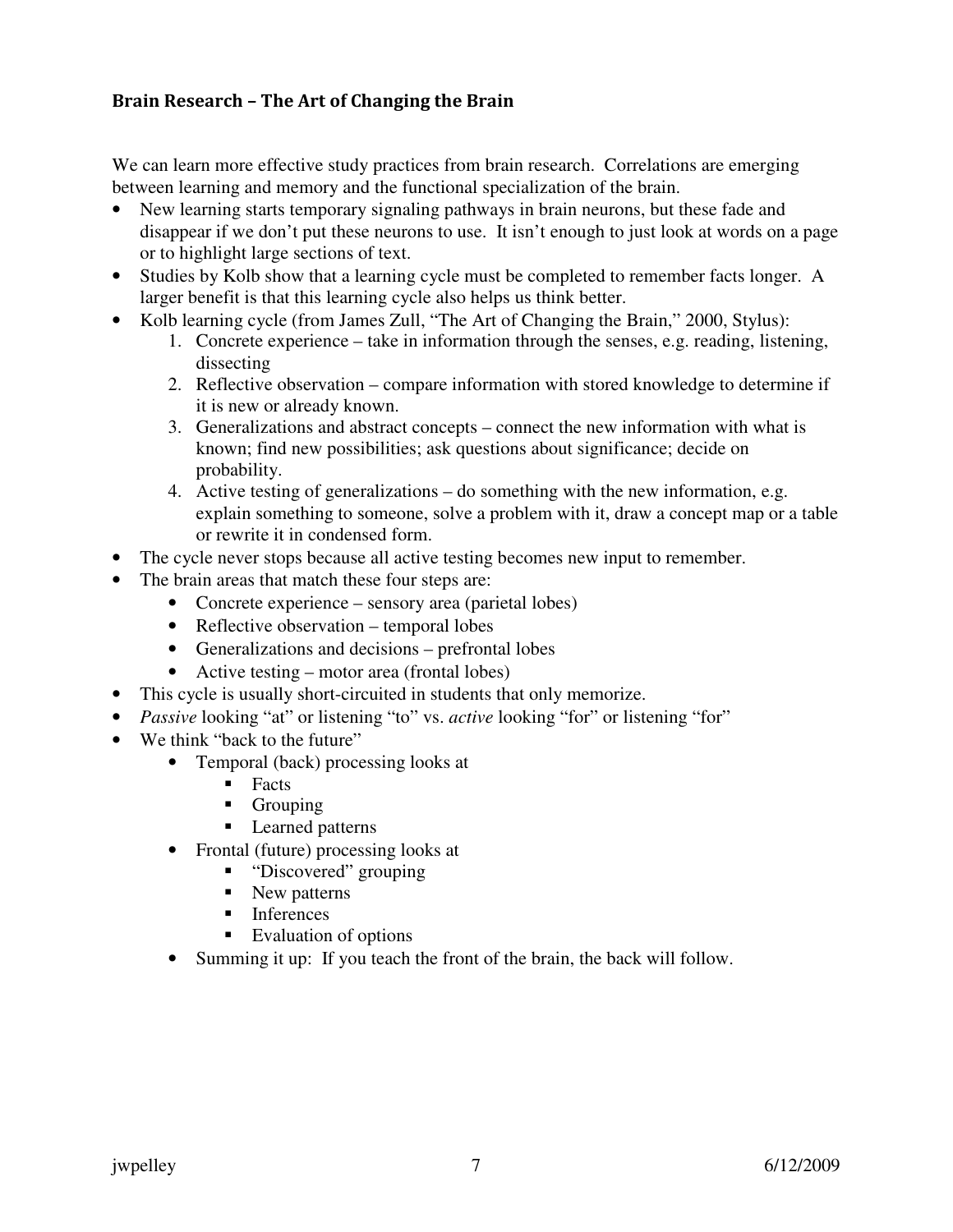### Brain Research – The Art of Changing the Brain

We can learn more effective study practices from brain research. Correlations are emerging between learning and memory and the functional specialization of the brain.

- New learning starts temporary signaling pathways in brain neurons, but these fade and disappear if we don't put these neurons to use. It isn't enough to just look at words on a page or to highlight large sections of text.
- Studies by Kolb show that a learning cycle must be completed to remember facts longer. A larger benefit is that this learning cycle also helps us think better.
- Kolb learning cycle (from James Zull, "The Art of Changing the Brain," 2000, Stylus):
    1. Concrete experience – take in information through the senses, e.g. reading, listening, dissecting
    2. Reflective observation – compare information with stored knowledge to determine if it is new or already known.
    3. Generalizations and abstract concepts – connect the new information with what is known; find new possibilities; ask questions about significance; decide on probability.
    4. Active testing of generalizations – do something with the new information, e.g. explain something to someone, solve a problem with it, draw a concept map or a table or rewrite it in condensed form.
- The cycle never stops because all active testing becomes new input to remember.
- The brain areas that match these four steps are:
    - Concrete experience – sensory area (parietal lobes)
    - Reflective observation – temporal lobes
    - Generalizations and decisions – prefrontal lobes
    - Active testing – motor area (frontal lobes)
- This cycle is usually short-circuited in students that only memorize.
- *Passive* looking "at" or listening "to" vs. *active* looking "for" or listening "for"
- We think "back to the future"
    - Temporal (back) processing looks at
        - Facts
        - Grouping
        - Learned patterns
    - Frontal (future) processing looks at
        - "Discovered" grouping
        - New patterns
        - Inferences
        - Evaluation of options
    - Summing it up: If you teach the front of the brain, the back will follow.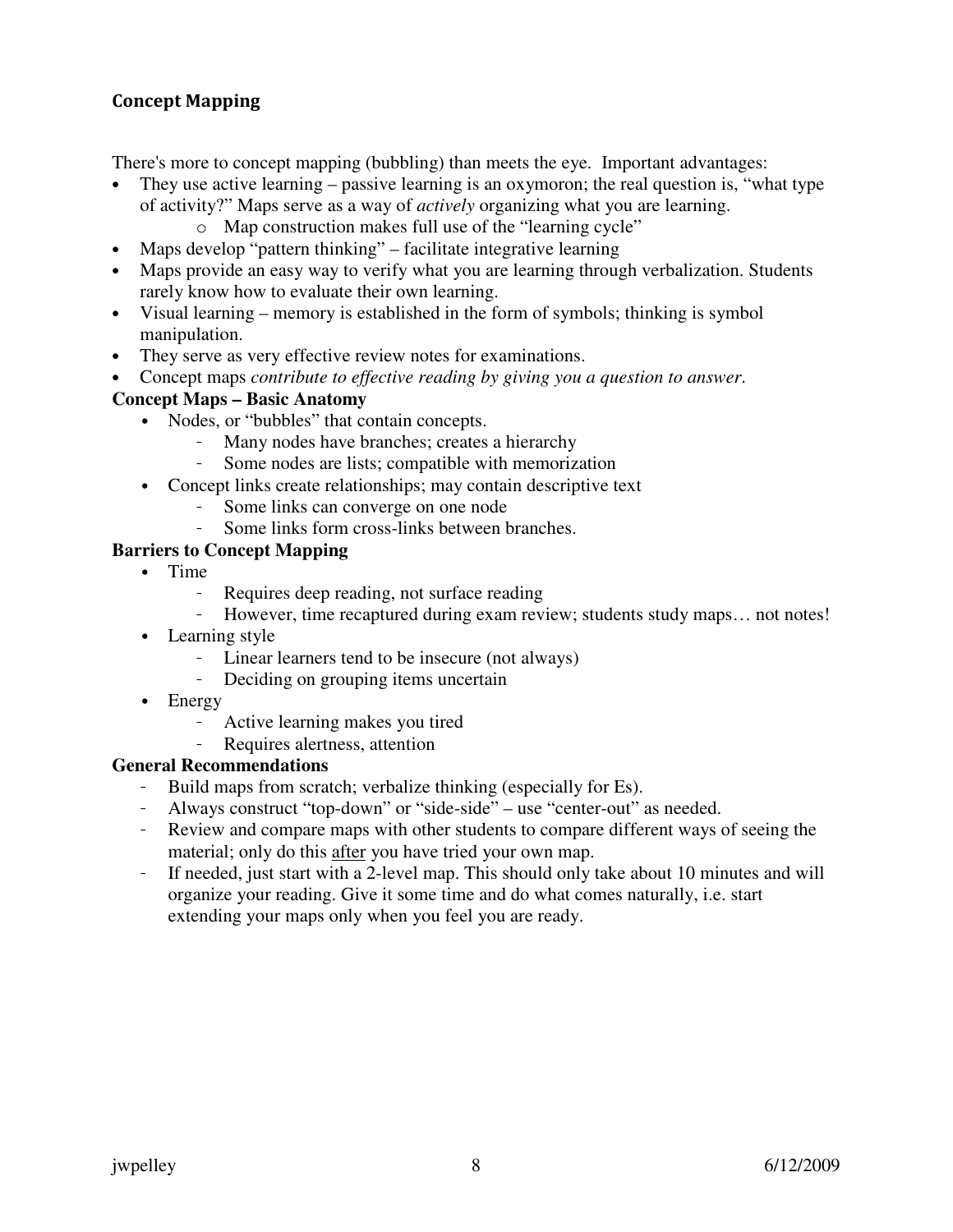## Concept Mapping

There's more to concept mapping (bubbling) than meets the eye. Important advantages:

- They use active learning – passive learning is an oxymoron; the real question is, "what type of activity?" Maps serve as a way of *actively* organizing what you are learning.
    - Map construction makes full use of the "learning cycle"
- Maps develop "pattern thinking" – facilitate integrative learning
- Maps provide an easy way to verify what you are learning through verbalization. Students rarely know how to evaluate their own learning.
- Visual learning – memory is established in the form of symbols; thinking is symbol manipulation.
- They serve as very effective review notes for examinations.
- Concept maps *contribute to effective reading by giving you a question to answer*.

**Concept Maps – Basic Anatomy**

- Nodes, or "bubbles" that contain concepts.
    - Many nodes have branches; creates a hierarchy
    - Some nodes are lists; compatible with memorization
- Concept links create relationships; may contain descriptive text
    - Some links can converge on one node
    - Some links form cross-links between branches.

**Barriers to Concept Mapping**

- Time
    - Requires deep reading, not surface reading
    - However, time recaptured during exam review; students study maps… not notes!
- Learning style
    - Linear learners tend to be insecure (not always)
    - Deciding on grouping items uncertain
- Energy
    - Active learning makes you tired
    - Requires alertness, attention

**General Recommendations**

- Build maps from scratch; verbalize thinking (especially for Es).
- Always construct "top-down" or "side-side" – use "center-out" as needed.
- Review and compare maps with other students to compare different ways of seeing the material; only do this <u>after</u> you have tried your own map.
- If needed, just start with a 2-level map. This should only take about 10 minutes and will organize your reading. Give it some time and do what comes naturally, i.e. start extending your maps only when you feel you are ready.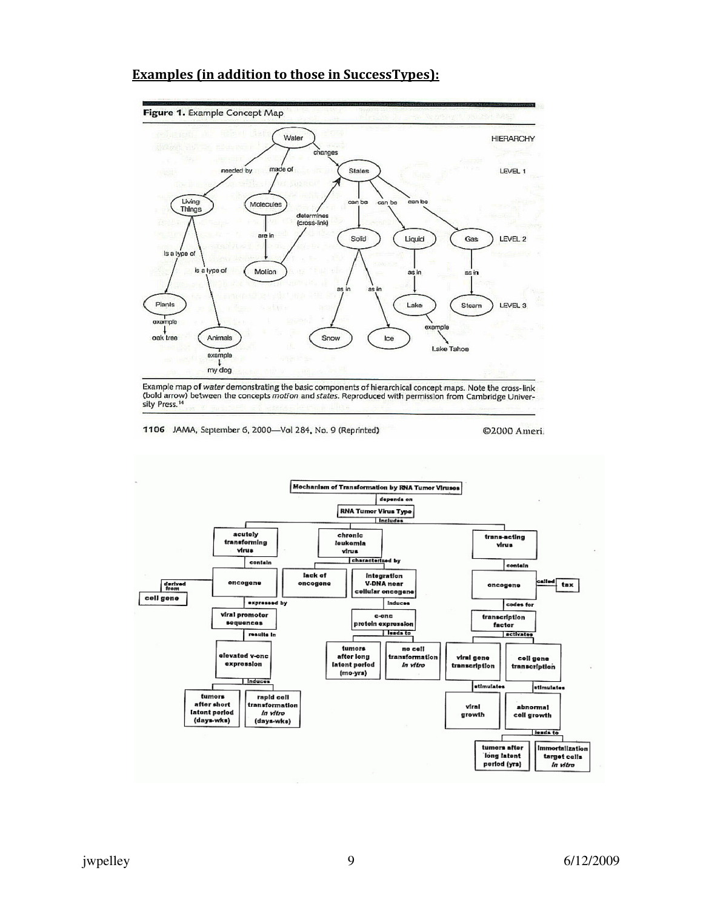## Examples (in addition to those in SuccessTypes):

**Figure 1.** Example Concept Map

Example map of *water* demonstrating the basic components of hierarchical concept maps. Note the cross-link (bold arrow) between the concepts *motion* and *states*. Reproduced with permission from Cambridge University Press.[14]

1106 JAMA, September 6, 2000—Vol 284, No. 9 (Reprinted) ©2000 Ameri

**Mechanism of Transformation by RNA Tumor Viruses**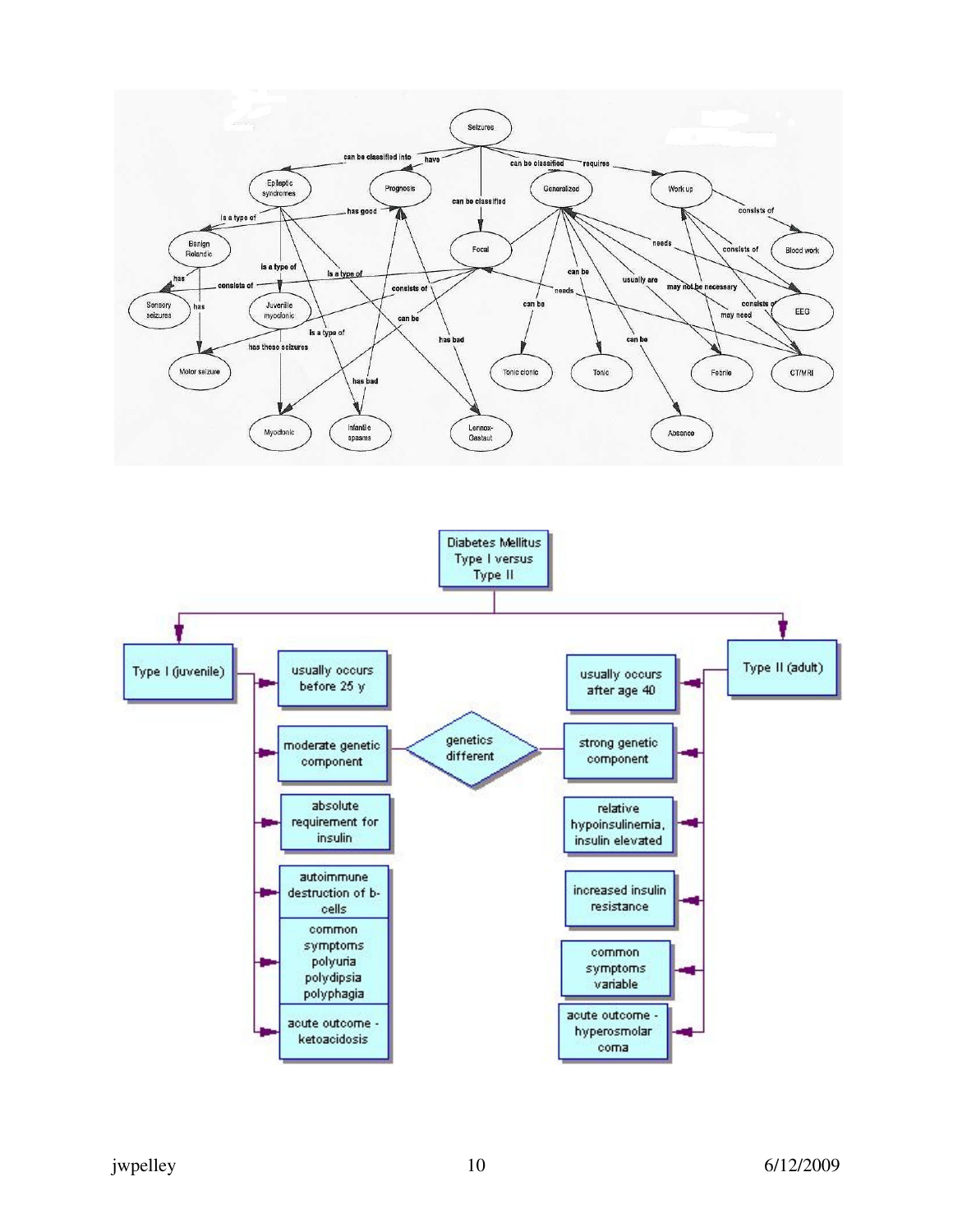**Seizures** (concept map)

- Seizures — can be classified into → Epileptic syndromes
- Seizures — have → Prognosis
- Seizures — can be classified → Generalized
- Seizures — can be classified → Focal
- Seizures — requires → Work up
- Benign Rolandic — is a type of → Epileptic syndromes
- Juvenile myoclonic — is a type of → Epileptic syndromes
- Infantile spasms — is a type of → Epileptic syndromes
- Lennox-Gastaut — is a type of → Epileptic syndromes
- Benign Rolandic — has good → Prognosis
- Infantile spasms — has bad → Prognosis
- Lennox-Gastaut — has bad → Prognosis
- Benign Rolandic — has → Sensory seizures
- Benign Rolandic — has → Motor seizure
- Juvenile myoclonic — has these seizures → Myoclonic
- Focal — consists of → Sensory seizures
- Focal — consists of → Motor seizure
- Focal — can be → Myoclonic
- Focal — needs → CT/MRI
- Generalized — can be → Tonic clonic
- Generalized — can be → Tonic
- Generalized — can be → Absence
- Generalized — usually are → Febrile
- Generalized — needs → EEG
- Generalized — may not be necessary → CT/MRI
- Febrile — may need → Work up
- Work up — consists of → Blood work
- Work up — consists of → EEG
- Work up — consists of → CT/MRI

**Diabetes Mellitus Type I versus Type II**

| Type I (juvenile) | | Type II (adult) |
|---|---|---|
| usually occurs before 25 y | | usually occurs after age 40 |
| moderate genetic component | genetics different | strong genetic component |
| absolute requirement for insulin | | relative hypoinsulinemia, insulin elevated |
| autoimmune destruction of b-cells | | increased insulin resistance |
| common symptoms polyuria polydipsia polyphagia | | common symptoms variable |
| acute outcome - ketoacidosis | | acute outcome - hyperosmolar coma |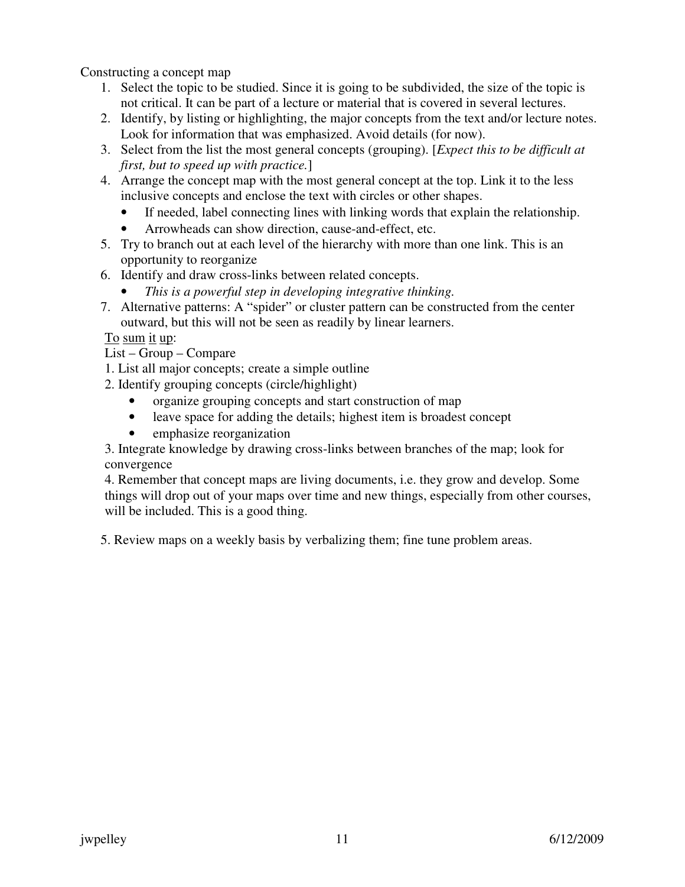Constructing a concept map

1. Select the topic to be studied. Since it is going to be subdivided, the size of the topic is not critical. It can be part of a lecture or material that is covered in several lectures.
2. Identify, by listing or highlighting, the major concepts from the text and/or lecture notes. Look for information that was emphasized. Avoid details (for now).
3. Select from the list the most general concepts (grouping). [*Expect this to be difficult at first, but to speed up with practice.*]
4. Arrange the concept map with the most general concept at the top. Link it to the less inclusive concepts and enclose the text with circles or other shapes.
   - If needed, label connecting lines with linking words that explain the relationship.
   - Arrowheads can show direction, cause-and-effect, etc.
5. Try to branch out at each level of the hierarchy with more than one link. This is an opportunity to reorganize
6. Identify and draw cross-links between related concepts.
   - *This is a powerful step in developing integrative thinking.*
7. Alternative patterns: A "spider" or cluster pattern can be constructed from the center outward, but this will not be seen as readily by linear learners.

<u>To</u> <u>sum</u> <u>it</u> <u>up</u>:

List – Group – Compare

1. List all major concepts; create a simple outline
2. Identify grouping concepts (circle/highlight)
   - organize grouping concepts and start construction of map
   - leave space for adding the details; highest item is broadest concept
   - emphasize reorganization
3. Integrate knowledge by drawing cross-links between branches of the map; look for convergence
4. Remember that concept maps are living documents, i.e. they grow and develop. Some things will drop out of your maps over time and new things, especially from other courses, will be included. This is a good thing.

5. Review maps on a weekly basis by verbalizing them; fine tune problem areas.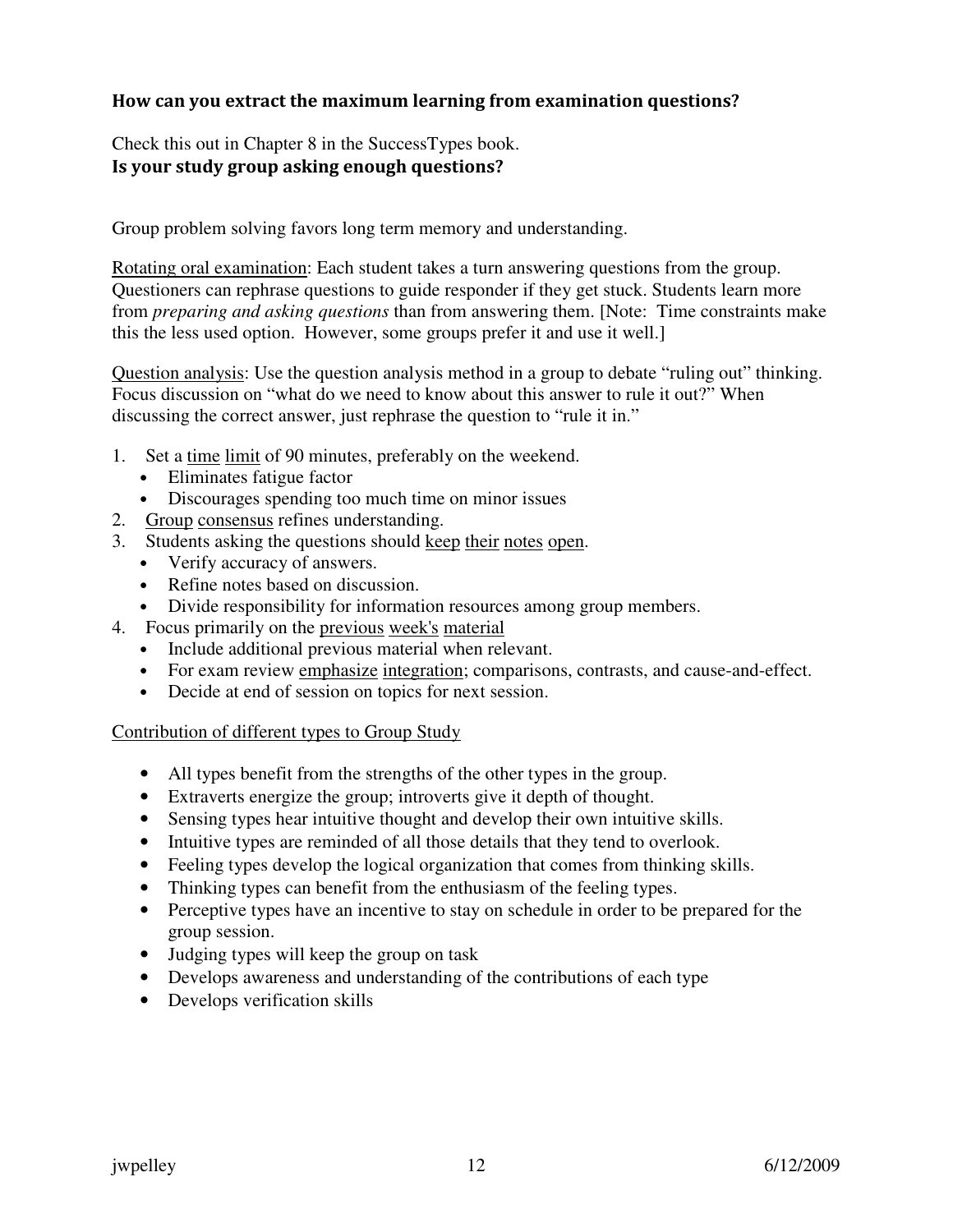**How can you extract the maximum learning from examination questions?**

Check this out in Chapter 8 in the SuccessTypes book.

**Is your study group asking enough questions?**

Group problem solving favors long term memory and understanding.

<u>Rotating oral examination</u>: Each student takes a turn answering questions from the group. Questioners can rephrase questions to guide responder if they get stuck. Students learn more from *preparing and asking questions* than from answering them. [Note: Time constraints make this the less used option. However, some groups prefer it and use it well.]

<u>Question analysis</u>: Use the question analysis method in a group to debate "ruling out" thinking. Focus discussion on "what do we need to know about this answer to rule it out?" When discussing the correct answer, just rephrase the question to "rule it in."

1. Set a <u>time limit</u> of 90 minutes, preferably on the weekend.
   - Eliminates fatigue factor
   - Discourages spending too much time on minor issues
2. <u>Group consensus</u> refines understanding.
3. Students asking the questions should <u>keep their notes open</u>.
   - Verify accuracy of answers.
   - Refine notes based on discussion.
   - Divide responsibility for information resources among group members.
4. Focus primarily on the <u>previous week's material</u>
   - Include additional previous material when relevant.
   - For exam review <u>emphasize integration</u>; comparisons, contrasts, and cause-and-effect.
   - Decide at end of session on topics for next session.

<u>Contribution of different types to Group Study</u>

- All types benefit from the strengths of the other types in the group.
- Extraverts energize the group; introverts give it depth of thought.
- Sensing types hear intuitive thought and develop their own intuitive skills.
- Intuitive types are reminded of all those details that they tend to overlook.
- Feeling types develop the logical organization that comes from thinking skills.
- Thinking types can benefit from the enthusiasm of the feeling types.
- Perceptive types have an incentive to stay on schedule in order to be prepared for the group session.
- Judging types will keep the group on task
- Develops awareness and understanding of the contributions of each type
- Develops verification skills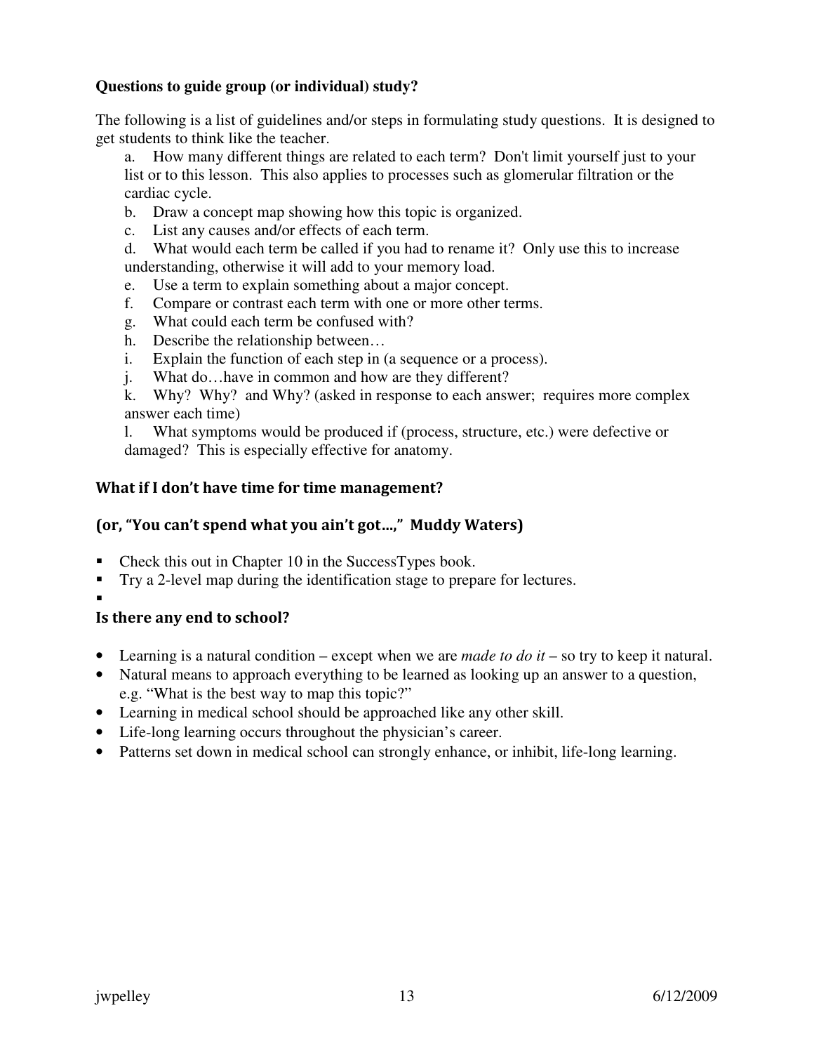**Questions to guide group (or individual) study?**

The following is a list of guidelines and/or steps in formulating study questions. It is designed to get students to think like the teacher.

a. How many different things are related to each term? Don't limit yourself just to your list or to this lesson. This also applies to processes such as glomerular filtration or the cardiac cycle.

b. Draw a concept map showing how this topic is organized.

c. List any causes and/or effects of each term.

d. What would each term be called if you had to rename it? Only use this to increase understanding, otherwise it will add to your memory load.

e. Use a term to explain something about a major concept.

f. Compare or contrast each term with one or more other terms.

g. What could each term be confused with?

h. Describe the relationship between…

i. Explain the function of each step in (a sequence or a process).

j. What do…have in common and how are they different?

k. Why? Why? and Why? (asked in response to each answer; requires more complex answer each time)

l. What symptoms would be produced if (process, structure, etc.) were defective or damaged? This is especially effective for anatomy.

## What if I don't have time for time management?

## (or, "You can't spend what you ain't got…," Muddy Waters)

- Check this out in Chapter 10 in the SuccessTypes book.
- Try a 2-level map during the identification stage to prepare for lectures.
-

## Is there any end to school?

- Learning is a natural condition – except when we are *made to do it* – so try to keep it natural.
- Natural means to approach everything to be learned as looking up an answer to a question, e.g. "What is the best way to map this topic?"
- Learning in medical school should be approached like any other skill.
- Life-long learning occurs throughout the physician's career.
- Patterns set down in medical school can strongly enhance, or inhibit, life-long learning.